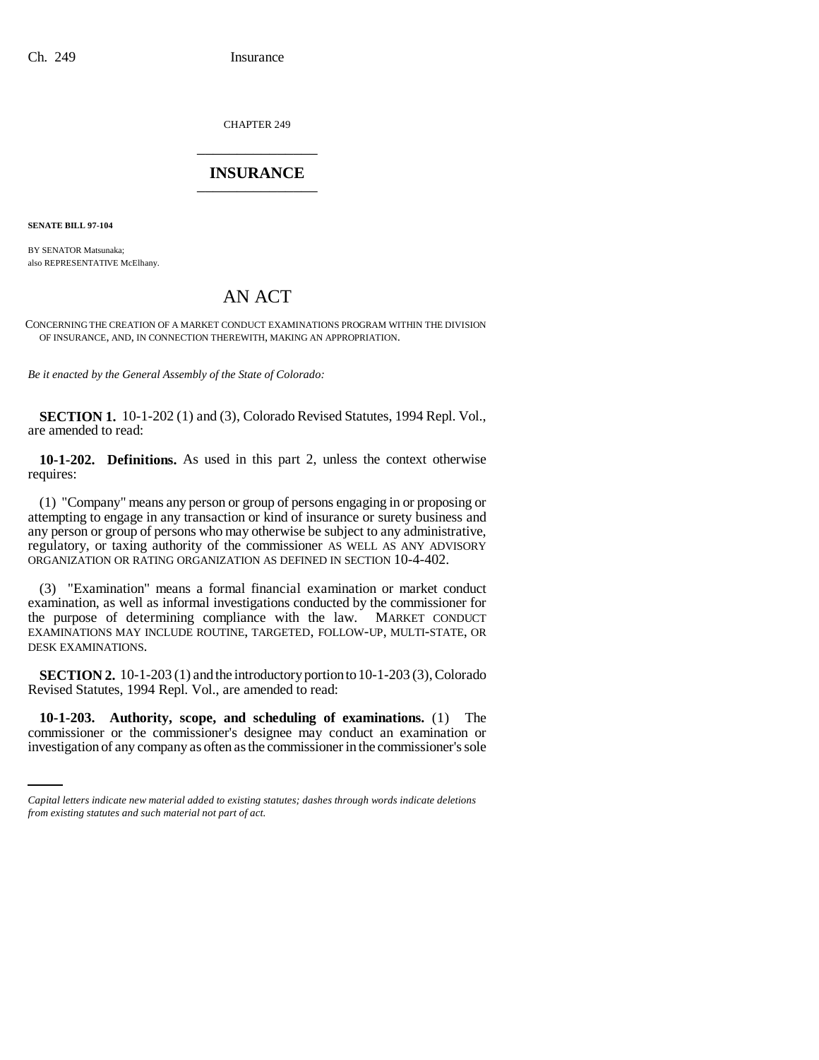CHAPTER 249

# INSURANCE

**SENATE BILL 97-104**

BY SENATOR Matsunaka;
also REPRESENTATIVE McElhany.

## AN ACT

CONCERNING THE CREATION OF A MARKET CONDUCT EXAMINATIONS PROGRAM WITHIN THE DIVISION OF INSURANCE, AND, IN CONNECTION THEREWITH, MAKING AN APPROPRIATION.

*Be it enacted by the General Assembly of the State of Colorado:*

**SECTION 1.** 10-1-202 (1) and (3), Colorado Revised Statutes, 1994 Repl. Vol., are amended to read:

**10-1-202. Definitions.** As used in this part 2, unless the context otherwise requires:

(1) "Company" means any person or group of persons engaging in or proposing or attempting to engage in any transaction or kind of insurance or surety business and any person or group of persons who may otherwise be subject to any administrative, regulatory, or taxing authority of the commissioner AS WELL AS ANY ADVISORY ORGANIZATION OR RATING ORGANIZATION AS DEFINED IN SECTION 10-4-402.

(3) "Examination" means a formal financial examination or market conduct examination, as well as informal investigations conducted by the commissioner for the purpose of determining compliance with the law. MARKET CONDUCT EXAMINATIONS MAY INCLUDE ROUTINE, TARGETED, FOLLOW-UP, MULTI-STATE, OR DESK EXAMINATIONS.

**SECTION 2.** 10-1-203 (1) and the introductory portion to 10-1-203 (3), Colorado Revised Statutes, 1994 Repl. Vol., are amended to read:

**10-1-203. Authority, scope, and scheduling of examinations.** (1) The commissioner or the commissioner's designee may conduct an examination or investigation of any company as often as the commissioner in the commissioner's sole

*Capital letters indicate new material added to existing statutes; dashes through words indicate deletions from existing statutes and such material not part of act.*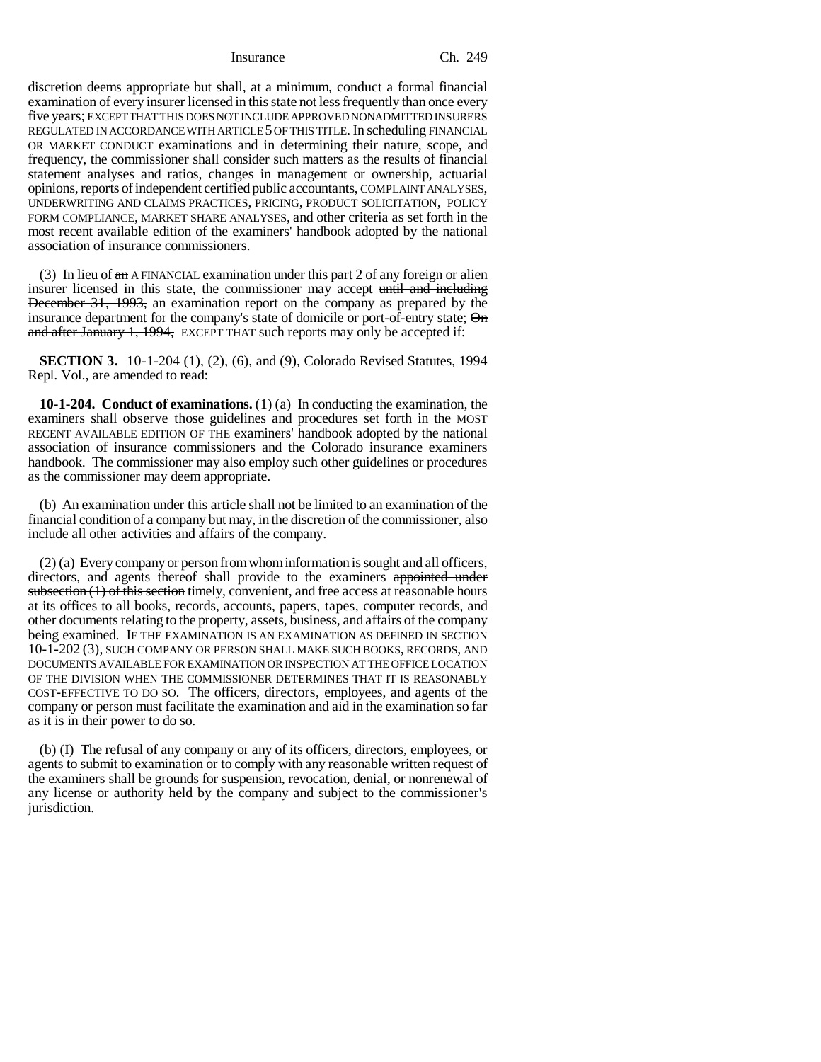discretion deems appropriate but shall, at a minimum, conduct a formal financial examination of every insurer licensed in this state not less frequently than once every five years; EXCEPT THAT THIS DOES NOT INCLUDE APPROVED NONADMITTED INSURERS REGULATED IN ACCORDANCE WITH ARTICLE 5 OF THIS TITLE. In scheduling FINANCIAL OR MARKET CONDUCT examinations and in determining their nature, scope, and frequency, the commissioner shall consider such matters as the results of financial statement analyses and ratios, changes in management or ownership, actuarial opinions, reports of independent certified public accountants, COMPLAINT ANALYSES, UNDERWRITING AND CLAIMS PRACTICES, PRICING, PRODUCT SOLICITATION, POLICY FORM COMPLIANCE, MARKET SHARE ANALYSES, and other criteria as set forth in the most recent available edition of the examiners' handbook adopted by the national association of insurance commissioners.

(3) In lieu of ~~an~~ A FINANCIAL examination under this part 2 of any foreign or alien insurer licensed in this state, the commissioner may accept ~~until and including December 31, 1993,~~ an examination report on the company as prepared by the insurance department for the company's state of domicile or port-of-entry state; ~~On and after January 1, 1994,~~ EXCEPT THAT such reports may only be accepted if:

**SECTION 3.** 10-1-204 (1), (2), (6), and (9), Colorado Revised Statutes, 1994 Repl. Vol., are amended to read:

**10-1-204. Conduct of examinations.** (1) (a) In conducting the examination, the examiners shall observe those guidelines and procedures set forth in the MOST RECENT AVAILABLE EDITION OF THE examiners' handbook adopted by the national association of insurance commissioners and the Colorado insurance examiners handbook. The commissioner may also employ such other guidelines or procedures as the commissioner may deem appropriate.

(b) An examination under this article shall not be limited to an examination of the financial condition of a company but may, in the discretion of the commissioner, also include all other activities and affairs of the company.

(2) (a) Every company or person from whom information is sought and all officers, directors, and agents thereof shall provide to the examiners ~~appointed under subsection (1) of this section~~ timely, convenient, and free access at reasonable hours at its offices to all books, records, accounts, papers, tapes, computer records, and other documents relating to the property, assets, business, and affairs of the company being examined. IF THE EXAMINATION IS AN EXAMINATION AS DEFINED IN SECTION 10-1-202 (3), SUCH COMPANY OR PERSON SHALL MAKE SUCH BOOKS, RECORDS, AND DOCUMENTS AVAILABLE FOR EXAMINATION OR INSPECTION AT THE OFFICE LOCATION OF THE DIVISION WHEN THE COMMISSIONER DETERMINES THAT IT IS REASONABLY COST-EFFECTIVE TO DO SO. The officers, directors, employees, and agents of the company or person must facilitate the examination and aid in the examination so far as it is in their power to do so.

(b) (I) The refusal of any company or any of its officers, directors, employees, or agents to submit to examination or to comply with any reasonable written request of the examiners shall be grounds for suspension, revocation, denial, or nonrenewal of any license or authority held by the company and subject to the commissioner's jurisdiction.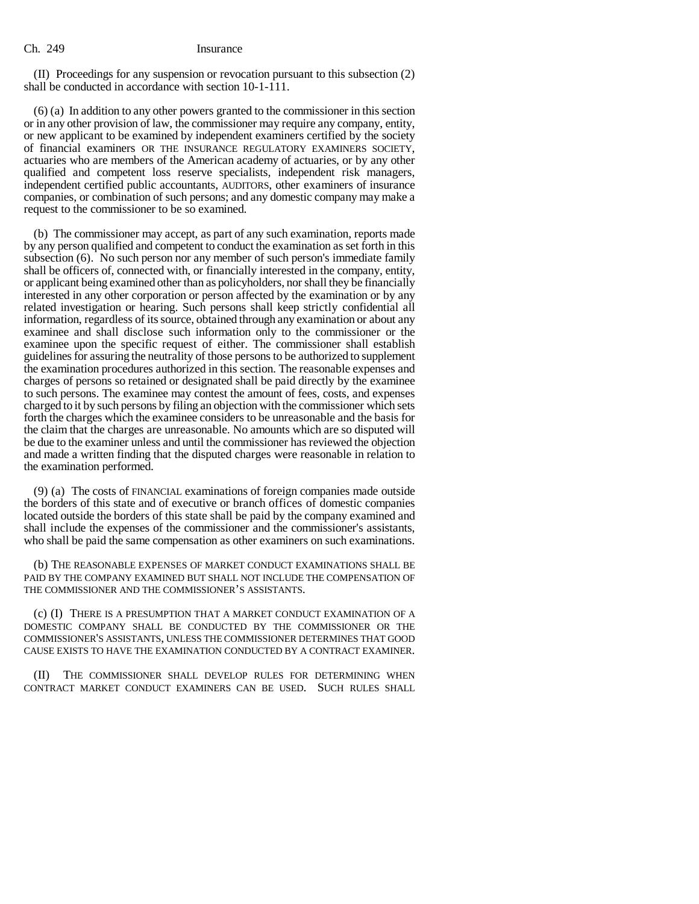(II) Proceedings for any suspension or revocation pursuant to this subsection (2) shall be conducted in accordance with section 10-1-111.

(6) (a) In addition to any other powers granted to the commissioner in this section or in any other provision of law, the commissioner may require any company, entity, or new applicant to be examined by independent examiners certified by the society of financial examiners OR THE INSURANCE REGULATORY EXAMINERS SOCIETY, actuaries who are members of the American academy of actuaries, or by any other qualified and competent loss reserve specialists, independent risk managers, independent certified public accountants, AUDITORS, other examiners of insurance companies, or combination of such persons; and any domestic company may make a request to the commissioner to be so examined.

(b) The commissioner may accept, as part of any such examination, reports made by any person qualified and competent to conduct the examination as set forth in this subsection (6). No such person nor any member of such person's immediate family shall be officers of, connected with, or financially interested in the company, entity, or applicant being examined other than as policyholders, nor shall they be financially interested in any other corporation or person affected by the examination or by any related investigation or hearing. Such persons shall keep strictly confidential all information, regardless of its source, obtained through any examination or about any examinee and shall disclose such information only to the commissioner or the examinee upon the specific request of either. The commissioner shall establish guidelines for assuring the neutrality of those persons to be authorized to supplement the examination procedures authorized in this section. The reasonable expenses and charges of persons so retained or designated shall be paid directly by the examinee to such persons. The examinee may contest the amount of fees, costs, and expenses charged to it by such persons by filing an objection with the commissioner which sets forth the charges which the examinee considers to be unreasonable and the basis for the claim that the charges are unreasonable. No amounts which are so disputed will be due to the examiner unless and until the commissioner has reviewed the objection and made a written finding that the disputed charges were reasonable in relation to the examination performed.

(9) (a) The costs of FINANCIAL examinations of foreign companies made outside the borders of this state and of executive or branch offices of domestic companies located outside the borders of this state shall be paid by the company examined and shall include the expenses of the commissioner and the commissioner's assistants, who shall be paid the same compensation as other examiners on such examinations.

(b) THE REASONABLE EXPENSES OF MARKET CONDUCT EXAMINATIONS SHALL BE PAID BY THE COMPANY EXAMINED BUT SHALL NOT INCLUDE THE COMPENSATION OF THE COMMISSIONER AND THE COMMISSIONER'S ASSISTANTS.

(c) (I) THERE IS A PRESUMPTION THAT A MARKET CONDUCT EXAMINATION OF A DOMESTIC COMPANY SHALL BE CONDUCTED BY THE COMMISSIONER OR THE COMMISSIONER'S ASSISTANTS, UNLESS THE COMMISSIONER DETERMINES THAT GOOD CAUSE EXISTS TO HAVE THE EXAMINATION CONDUCTED BY A CONTRACT EXAMINER.

(II) THE COMMISSIONER SHALL DEVELOP RULES FOR DETERMINING WHEN CONTRACT MARKET CONDUCT EXAMINERS CAN BE USED. SUCH RULES SHALL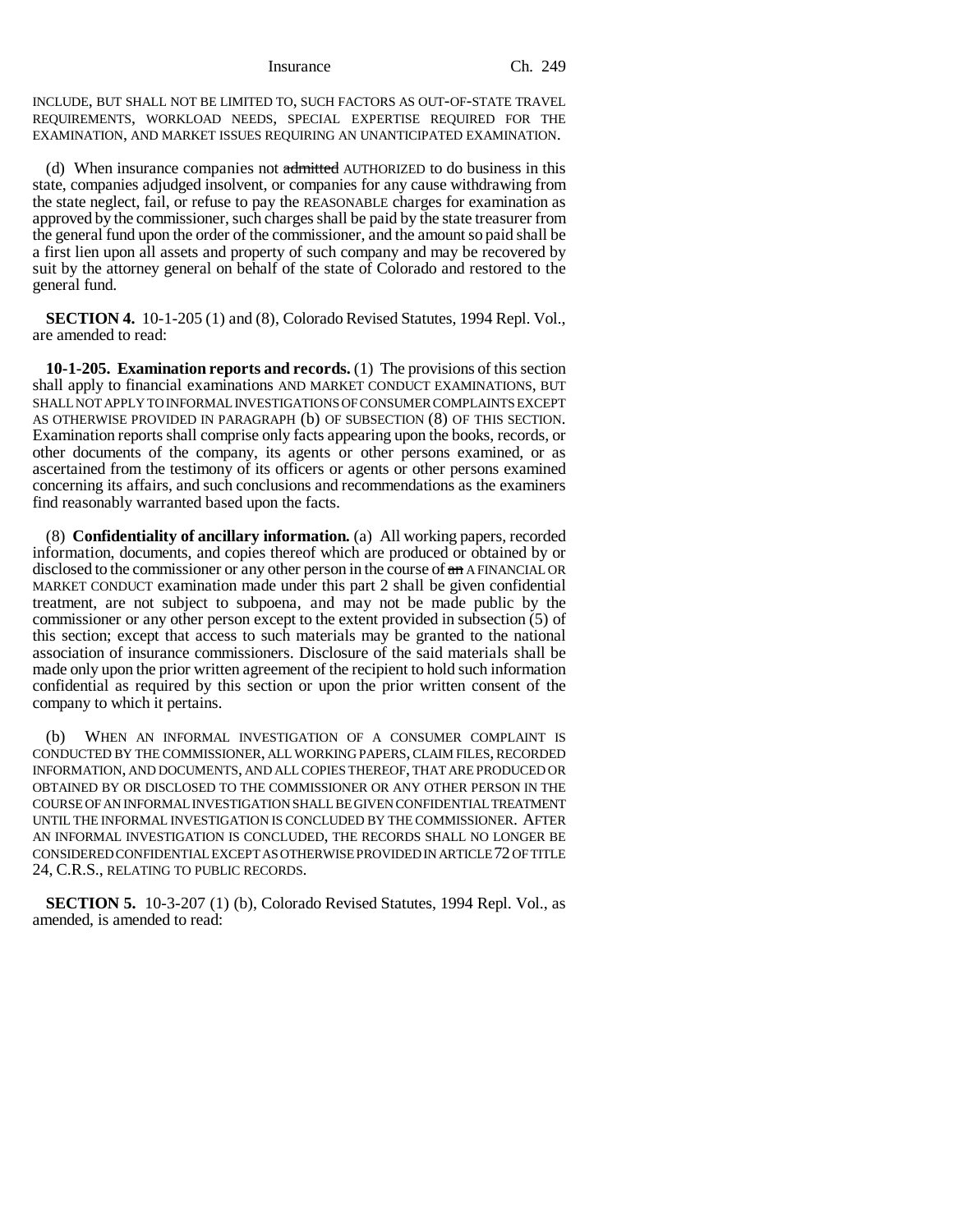INCLUDE, BUT SHALL NOT BE LIMITED TO, SUCH FACTORS AS OUT-OF-STATE TRAVEL REQUIREMENTS, WORKLOAD NEEDS, SPECIAL EXPERTISE REQUIRED FOR THE EXAMINATION, AND MARKET ISSUES REQUIRING AN UNANTICIPATED EXAMINATION.

(d) When insurance companies not ~~admitted~~ AUTHORIZED to do business in this state, companies adjudged insolvent, or companies for any cause withdrawing from the state neglect, fail, or refuse to pay the REASONABLE charges for examination as approved by the commissioner, such charges shall be paid by the state treasurer from the general fund upon the order of the commissioner, and the amount so paid shall be a first lien upon all assets and property of such company and may be recovered by suit by the attorney general on behalf of the state of Colorado and restored to the general fund.

**SECTION 4.** 10-1-205 (1) and (8), Colorado Revised Statutes, 1994 Repl. Vol., are amended to read:

**10-1-205. Examination reports and records.** (1) The provisions of this section shall apply to financial examinations AND MARKET CONDUCT EXAMINATIONS, BUT SHALL NOT APPLY TO INFORMAL INVESTIGATIONS OF CONSUMER COMPLAINTS EXCEPT AS OTHERWISE PROVIDED IN PARAGRAPH (b) OF SUBSECTION (8) OF THIS SECTION. Examination reports shall comprise only facts appearing upon the books, records, or other documents of the company, its agents or other persons examined, or as ascertained from the testimony of its officers or agents or other persons examined concerning its affairs, and such conclusions and recommendations as the examiners find reasonably warranted based upon the facts.

(8) **Confidentiality of ancillary information.** (a) All working papers, recorded information, documents, and copies thereof which are produced or obtained by or disclosed to the commissioner or any other person in the course of ~~an~~ A FINANCIAL OR MARKET CONDUCT examination made under this part 2 shall be given confidential treatment, are not subject to subpoena, and may not be made public by the commissioner or any other person except to the extent provided in subsection (5) of this section; except that access to such materials may be granted to the national association of insurance commissioners. Disclosure of the said materials shall be made only upon the prior written agreement of the recipient to hold such information confidential as required by this section or upon the prior written consent of the company to which it pertains.

(b) WHEN AN INFORMAL INVESTIGATION OF A CONSUMER COMPLAINT IS CONDUCTED BY THE COMMISSIONER, ALL WORKING PAPERS, CLAIM FILES, RECORDED INFORMATION, AND DOCUMENTS, AND ALL COPIES THEREOF, THAT ARE PRODUCED OR OBTAINED BY OR DISCLOSED TO THE COMMISSIONER OR ANY OTHER PERSON IN THE COURSE OF AN INFORMAL INVESTIGATION SHALL BE GIVEN CONFIDENTIAL TREATMENT UNTIL THE INFORMAL INVESTIGATION IS CONCLUDED BY THE COMMISSIONER. AFTER AN INFORMAL INVESTIGATION IS CONCLUDED, THE RECORDS SHALL NO LONGER BE CONSIDERED CONFIDENTIAL EXCEPT AS OTHERWISE PROVIDED IN ARTICLE 72 OF TITLE 24, C.R.S., RELATING TO PUBLIC RECORDS.

**SECTION 5.** 10-3-207 (1) (b), Colorado Revised Statutes, 1994 Repl. Vol., as amended, is amended to read: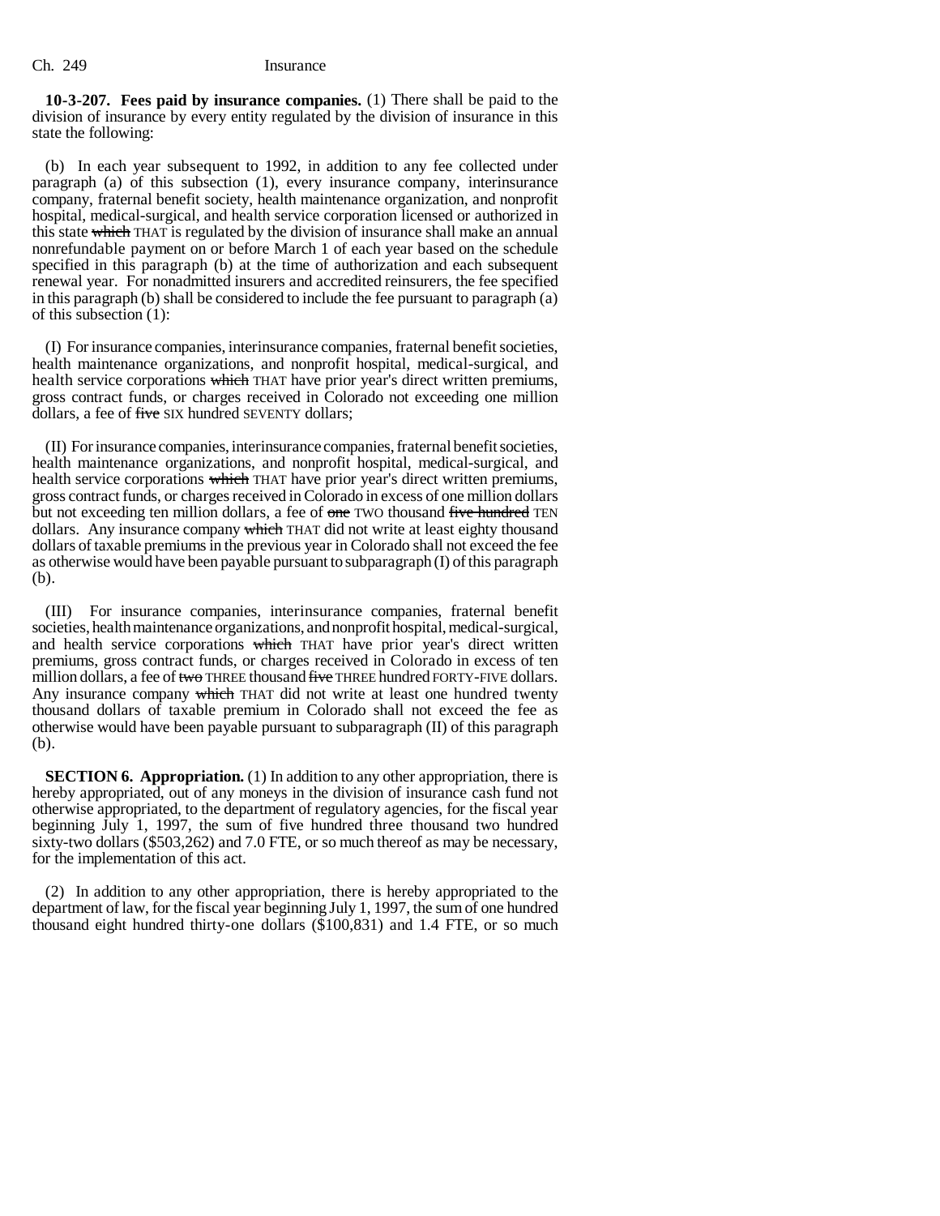**10-3-207. Fees paid by insurance companies.** (1) There shall be paid to the division of insurance by every entity regulated by the division of insurance in this state the following:

(b) In each year subsequent to 1992, in addition to any fee collected under paragraph (a) of this subsection (1), every insurance company, interinsurance company, fraternal benefit society, health maintenance organization, and nonprofit hospital, medical-surgical, and health service corporation licensed or authorized in this state ~~which~~ THAT is regulated by the division of insurance shall make an annual nonrefundable payment on or before March 1 of each year based on the schedule specified in this paragraph (b) at the time of authorization and each subsequent renewal year. For nonadmitted insurers and accredited reinsurers, the fee specified in this paragraph (b) shall be considered to include the fee pursuant to paragraph (a) of this subsection (1):

(I) For insurance companies, interinsurance companies, fraternal benefit societies, health maintenance organizations, and nonprofit hospital, medical-surgical, and health service corporations ~~which~~ THAT have prior year's direct written premiums, gross contract funds, or charges received in Colorado not exceeding one million dollars, a fee of ~~five~~ SIX hundred SEVENTY dollars;

(II) For insurance companies, interinsurance companies, fraternal benefit societies, health maintenance organizations, and nonprofit hospital, medical-surgical, and health service corporations ~~which~~ THAT have prior year's direct written premiums, gross contract funds, or charges received in Colorado in excess of one million dollars but not exceeding ten million dollars, a fee of ~~one~~ TWO thousand ~~five hundred~~ TEN dollars. Any insurance company ~~which~~ THAT did not write at least eighty thousand dollars of taxable premiums in the previous year in Colorado shall not exceed the fee as otherwise would have been payable pursuant to subparagraph (I) of this paragraph (b).

(III) For insurance companies, interinsurance companies, fraternal benefit societies, health maintenance organizations, and nonprofit hospital, medical-surgical, and health service corporations ~~which~~ THAT have prior year's direct written premiums, gross contract funds, or charges received in Colorado in excess of ten million dollars, a fee of ~~two~~ THREE thousand ~~five~~ THREE hundred FORTY-FIVE dollars. Any insurance company ~~which~~ THAT did not write at least one hundred twenty thousand dollars of taxable premium in Colorado shall not exceed the fee as otherwise would have been payable pursuant to subparagraph (II) of this paragraph (b).

**SECTION 6. Appropriation.** (1) In addition to any other appropriation, there is hereby appropriated, out of any moneys in the division of insurance cash fund not otherwise appropriated, to the department of regulatory agencies, for the fiscal year beginning July 1, 1997, the sum of five hundred three thousand two hundred sixty-two dollars ($503,262) and 7.0 FTE, or so much thereof as may be necessary, for the implementation of this act.

(2) In addition to any other appropriation, there is hereby appropriated to the department of law, for the fiscal year beginning July 1, 1997, the sum of one hundred thousand eight hundred thirty-one dollars ($100,831) and 1.4 FTE, or so much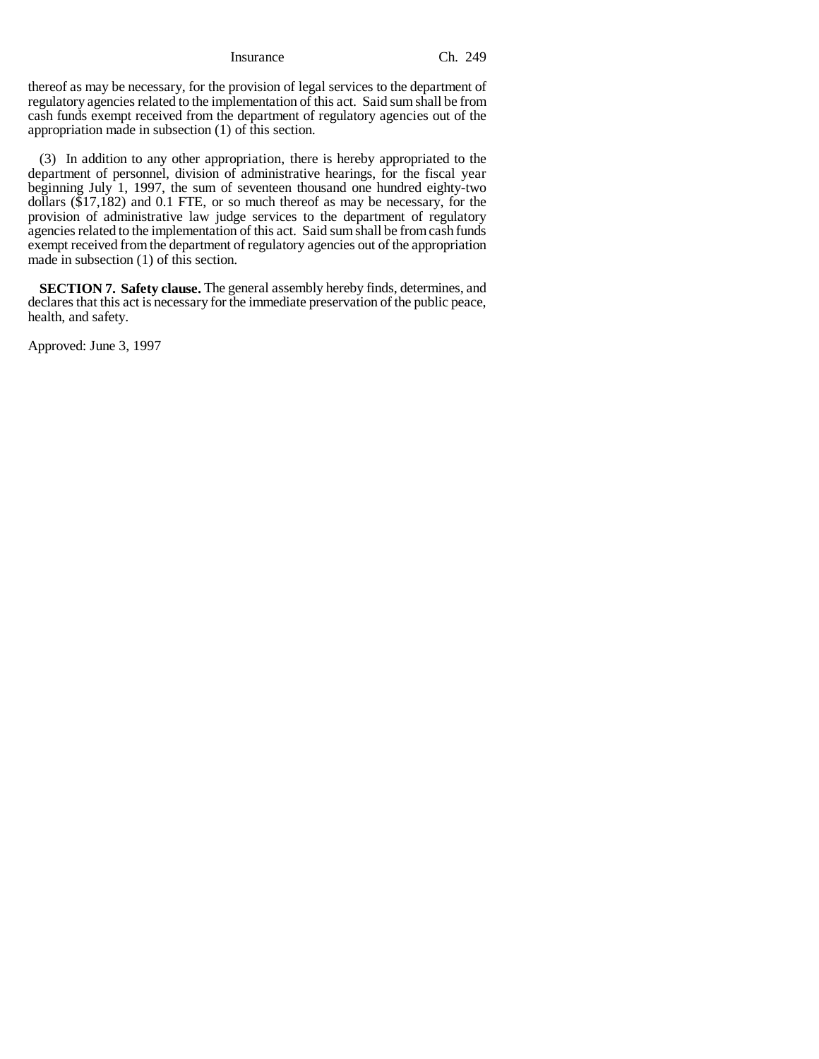thereof as may be necessary, for the provision of legal services to the department of regulatory agencies related to the implementation of this act. Said sum shall be from cash funds exempt received from the department of regulatory agencies out of the appropriation made in subsection (1) of this section.

(3) In addition to any other appropriation, there is hereby appropriated to the department of personnel, division of administrative hearings, for the fiscal year beginning July 1, 1997, the sum of seventeen thousand one hundred eighty-two dollars ($17,182) and 0.1 FTE, or so much thereof as may be necessary, for the provision of administrative law judge services to the department of regulatory agencies related to the implementation of this act. Said sum shall be from cash funds exempt received from the department of regulatory agencies out of the appropriation made in subsection (1) of this section.

**SECTION 7. Safety clause.** The general assembly hereby finds, determines, and declares that this act is necessary for the immediate preservation of the public peace, health, and safety.

Approved: June 3, 1997